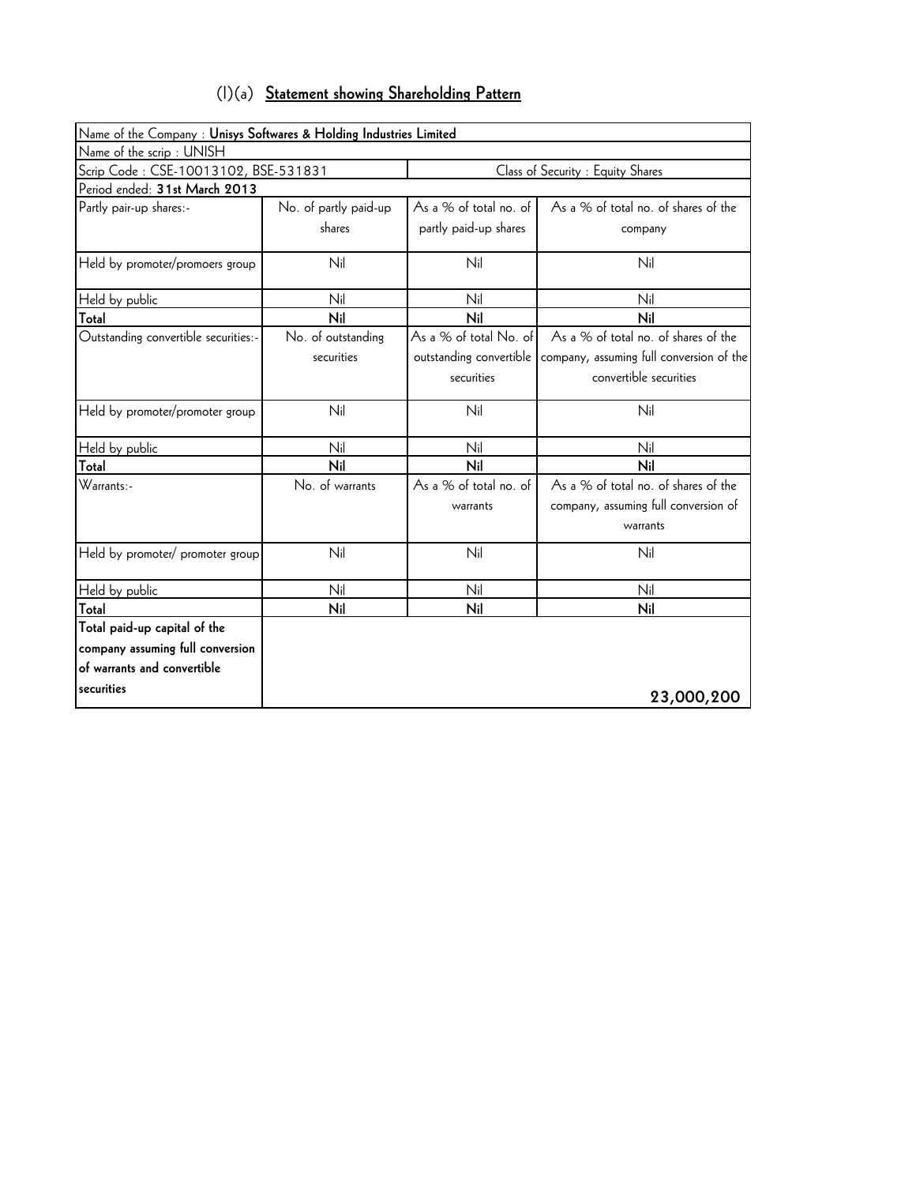## (I)(a) Statement showing Shareholding Pattern

| Name of the Company : **Unisys Softwares & Holding Industries Limited** | | | |
|---|---|---|---|
| Name of the scrip : UNISH | | | |
| Scrip Code : CSE-10013102, BSE-531831 | | Class of Security : Equity Shares | |
| Period ended: **31st March 2013** | | | |
| Partly pair-up shares:- | No. of partly paid-up shares | As a % of total no. of partly paid-up shares | As a % of total no. of shares of the company |
| Held by promoter/promoers group | Nil | Nil | Nil |
| Held by public | Nil | Nil | Nil |
| **Total** | **Nil** | **Nil** | **Nil** |
| Outstanding convertible securities:- | No. of outstanding securities | As a % of total No. of outstanding convertible securities | As a % of total no. of shares of the company, assuming full conversion of the convertible securities |
| Held by promoter/promoter group | Nil | Nil | Nil |
| Held by public | Nil | Nil | Nil |
| **Total** | **Nil** | **Nil** | **Nil** |
| Warrants:- | No. of warrants | As a % of total no. of warrants | As a % of total no. of shares of the company, assuming full conversion of warrants |
| Held by promoter/ promoter group | Nil | Nil | Nil |
| Held by public | Nil | Nil | Nil |
| **Total** | **Nil** | **Nil** | **Nil** |
| **Total paid-up capital of the company assuming full conversion of warrants and convertible securities** | | | **23,000,200** |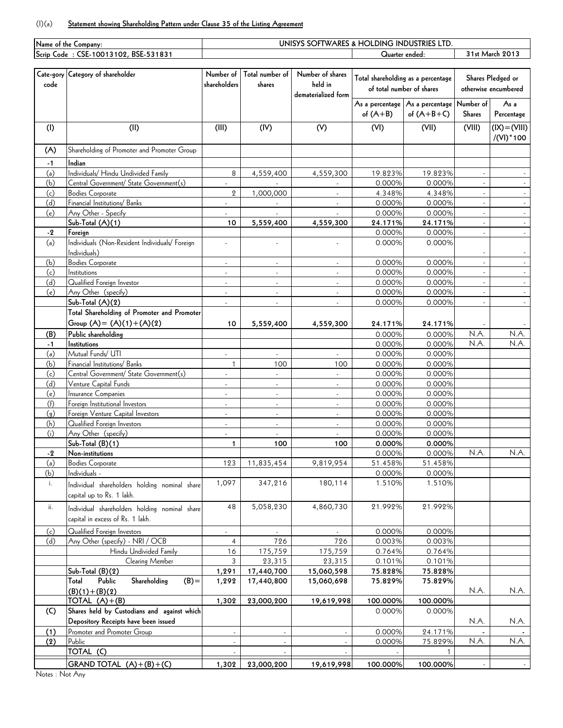(I)(a) **Statement showing Shareholding Pattern under Clause 35 of the Listing Agreement**

| Name of the Company: | UNISYS SOFTWARES & HOLDING INDUSTRIES LTD. | |
|---|---|---|
| Scrip Code : CSE-10013102, BSE-531831 | Quarter ended: | 31st March 2013 |

| Cate-gory code | Category of shareholder | Number of shareholders | Total number of shares | Number of shares held in dematerialized form | Total shareholding as a percentage of total number of shares | | Shares Pledged or otherwise encumbered | |
|---|---|---|---|---|---|---|---|---|
| | | | | | As a percentage of (A+B) | As a percentage of (A+B+C) | Number of Shares | As a Percentage |
| (I) | (II) | (III) | (IV) | (V) | (VI) | (VII) | (VIII) | (IX)=(VIII)/(VI)*100 |
| **(A)** | Shareholding of Promoter and Promoter Group | | | | | | | |
| **-1** | **Indian** | | | | | | | |
| (a) | Individuals/ Hindu Undivided Family | 8 | 4,559,400 | 4,559,300 | 19.823% | 19.823% | - | - |
| (b) | Central Government/ State Government(s) | - | - | - | 0.000% | 0.000% | - | - |
| (c) | Bodies Corporate | 2 | 1,000,000 | - | 4.348% | 4.348% | - | - |
| (d) | Financial Institutions/ Banks | - | - | - | 0.000% | 0.000% | - | - |
| (e) | Any Other - Specify | - | - | - | 0.000% | 0.000% | - | - |
| | **Sub-Total (A)(1)** | **10** | **5,559,400** | **4,559,300** | **24.171%** | **24.171%** | - | - |
| **-2** | **Foreign** | | | | 0.000% | 0.000% | - | - |
| (a) | Individuals (Non-Resident Individuals/ Foreign Individuals) | - | - | - | 0.000% | 0.000% | - | - |
| (b) | Bodies Corporate | - | - | - | 0.000% | 0.000% | - | - |
| (c) | Institutions | - | - | - | 0.000% | 0.000% | - | - |
| (d) | Qualified Foreign Investor | - | - | - | 0.000% | 0.000% | - | - |
| (e) | Any Other (specify) | - | - | - | 0.000% | 0.000% | - | - |
| | **Sub-Total (A)(2)** | - | - | - | 0.000% | 0.000% | - | - |
| | **Total Shareholding of Promoter and Promoter Group (A)= (A)(1)+(A)(2)** | **10** | **5,559,400** | **4,559,300** | **24.171%** | **24.171%** | - | - |
| **(B)** | **Public shareholding** | | | | 0.000% | 0.000% | N.A. | N.A. |
| **-1** | **Institutions** | | | | 0.000% | 0.000% | N.A. | N.A. |
| (a) | Mutual Funds/ UTI | - | - | - | 0.000% | 0.000% | | |
| (b) | Financial Institutions/ Banks | 1 | 100 | 100 | 0.000% | 0.000% | | |
| (c) | Central Government/ State Government(s) | - | - | - | 0.000% | 0.000% | | |
| (d) | Venture Capital Funds | - | - | - | 0.000% | 0.000% | | |
| (e) | Insurance Companies | - | - | - | 0.000% | 0.000% | | |
| (f) | Foreign Institutional Investors | - | - | - | 0.000% | 0.000% | | |
| (g) | Foreign Venture Capital Investors | - | - | - | 0.000% | 0.000% | | |
| (h) | Qualified Foreign Investors | - | - | - | 0.000% | 0.000% | | |
| (i) | Any Other (specify) | - | - | - | 0.000% | 0.000% | | |
| | **Sub-Total (B)(1)** | **1** | **100** | **100** | **0.000%** | **0.000%** | | |
| **-2** | **Non-institutions** | | | | 0.000% | 0.000% | N.A. | N.A. |
| (a) | Bodies Corporate | 123 | 11,835,454 | 9,819,954 | 51.458% | 51.458% | | |
| (b) | Individuals - | | | | 0.000% | 0.000% | | |
| i. | Individual shareholders holding nominal share capital up to Rs. 1 lakh. | 1,097 | 347,216 | 180,114 | 1.510% | 1.510% | | |
| ii. | Individual shareholders holding nominal share capital in excess of Rs. 1 lakh. | 48 | 5,058,230 | 4,860,730 | 21.992% | 21.992% | | |
| (c) | Qualified Foreign Investors | - | - | - | 0.000% | 0.000% | | |
| (d) | Any Other (specify) - NRI / OCB | 4 | 726 | 726 | 0.003% | 0.003% | | |
| | Hindu Undivided Family | 16 | 175,759 | 175,759 | 0.764% | 0.764% | | |
| | Clearing Member | 3 | 23,315 | 23,315 | 0.101% | 0.101% | | |
| | **Sub-Total (B)(2)** | **1,291** | **17,440,700** | **15,060,598** | **75.828%** | **75.828%** | | |
| | **Total Public Shareholding (B)= (B)(1)+(B)(2)** | **1,292** | **17,440,800** | **15,060,698** | **75.829%** | **75.829%** | N.A. | N.A. |
| | **TOTAL (A)+(B)** | **1,302** | **23,000,200** | **19,619,998** | **100.000%** | **100.000%** | | |
| **(C)** | **Shares held by Custodians and against which Depository Receipts have been issued** | | | | 0.000% | 0.000% | N.A. | N.A. |
| **(1)** | Promoter and Promoter Group | - | - | - | 0.000% | 24.171% | - | - |
| **(2)** | Public | - | - | - | 0.000% | 75.829% | N.A. | N.A. |
| | **TOTAL (C)** | - | - | - | - | 1 | | |
| | **GRAND TOTAL (A)+(B)+(C)** | **1,302** | **23,000,200** | **19,619,998** | **100.000%** | **100.000%** | - | - |

Notes : Not Any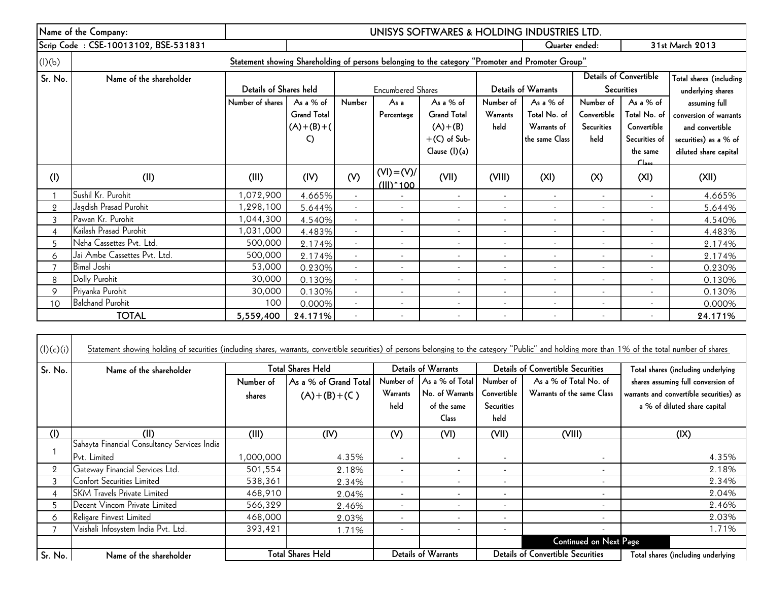| Name of the Company: | UNISYS SOFTWARES & HOLDING INDUSTRIES LTD. | | | | | | | | | | |
|---|---|---|---|---|---|---|---|---|---|---|---|
| Scrip Code : CSE-10013102, BSE-531831 | | | | | | | | Quarter ended: | | 31st March 2013 | |

**(I)(b) Statement showing Shareholding of persons belonging to the category "Promoter and Promoter Group"**

| Sr. No. | Name of the shareholder | Details of Shares held | | Encumbered Shares | | | Details of Warrants | | Details of Convertible Securities | | Total shares (including underlying shares assuming full conversion of warrants and convertible securities) as a % of diluted share capital |
|---|---|---|---|---|---|---|---|---|---|---|---|
| | | Number of shares | As a % of Grand Total (A)+(B)+(C) | Number | As a Percentage | As a % of Grand Total (A)+(B)+(C) of Sub-Clause (I)(a) | Number of Warrants held | As a % of Total No. of Warrants of the same Class | Number of Convertible Securities held | As a % of Total No. of Convertible Securities of the same Class | |
| (I) | (II) | (III) | (IV) | (V) | (VI)=(V)/(III)*100 | (VII) | (VIII) | (XI) | (X) | (XI) | (XII) |
| 1 | Sushil Kr. Purohit | 1,072,900 | 4.665% | - | - | - | - | - | - | - | 4.665% |
| 2 | Jagdish Prasad Purohit | 1,298,100 | 5.644% | - | - | - | - | - | - | - | 5.644% |
| 3 | Pawan Kr. Purohit | 1,044,300 | 4.540% | - | - | - | - | - | - | - | 4.540% |
| 4 | Kailash Prasad Purohit | 1,031,000 | 4.483% | - | - | - | - | - | - | - | 4.483% |
| 5 | Neha Cassettes Pvt. Ltd. | 500,000 | 2.174% | - | - | - | - | - | - | - | 2.174% |
| 6 | Jai Ambe Cassettes Pvt. Ltd. | 500,000 | 2.174% | - | - | - | - | - | - | - | 2.174% |
| 7 | Bimal Joshi | 53,000 | 0.230% | - | - | - | - | - | - | - | 0.230% |
| 8 | Dolly Purohit | 30,000 | 0.130% | - | - | - | - | - | - | - | 0.130% |
| 9 | Priyanka Purohit | 30,000 | 0.130% | - | - | - | - | - | - | - | 0.130% |
| 10 | Balchand Purohit | 100 | 0.000% | - | - | - | - | - | - | - | 0.000% |
| | **TOTAL** | **5,559,400** | **24.171%** | - | - | - | - | - | - | - | **24.171%** |

**(I)(c)(i) Statement showing holding of securities (including shares, warrants, convertible securities) of persons belonging to the category "Public" and holding more than 1% of the total number of shares**

| Sr. No. | Name of the shareholder | Total Shares Held | | Details of Warrants | | Details of Convertible Securities | | Total shares (including underlying shares assuming full conversion of warrants and convertible securities) as a % of diluted share capital |
|---|---|---|---|---|---|---|---|---|
| | | Number of shares | As a % of Grand Total (A)+(B)+(C ) | Number of Warrants held | As a % of Total No. of Warrants of the same Class | Number of Convertible Securities held | As a % of Total No. of Warrants of the same Class | |
| (I) | (II) | (III) | (IV) | (V) | (VI) | (VII) | (VIII) | (IX) |
| 1 | Sahayta Financial Consultancy Services India Pvt. Limited | 1,000,000 | 4.35% | - | - | - | - | 4.35% |
| 2 | Gateway Financial Services Ltd. | 501,554 | 2.18% | - | - | - | - | 2.18% |
| 3 | Confort Securities Limited | 538,361 | 2.34% | - | - | - | - | 2.34% |
| 4 | SKM Travels Private Limited | 468,910 | 2.04% | - | - | - | - | 2.04% |
| 5 | Decent Vincom Private Limited | 566,329 | 2.46% | - | - | - | - | 2.46% |
| 6 | Religare Finvest Limited | 468,000 | 2.03% | - | - | - | - | 2.03% |
| 7 | Vaishali Infosystem India Pvt. Ltd. | 393,421 | 1.71% | - | - | - | - | 1.71% |

**Continued on Next Page**

| Sr. No. | Name of the shareholder | Total Shares Held | Details of Warrants | Details of Convertible Securities | Total shares (including underlying |
|---|---|---|---|---|---|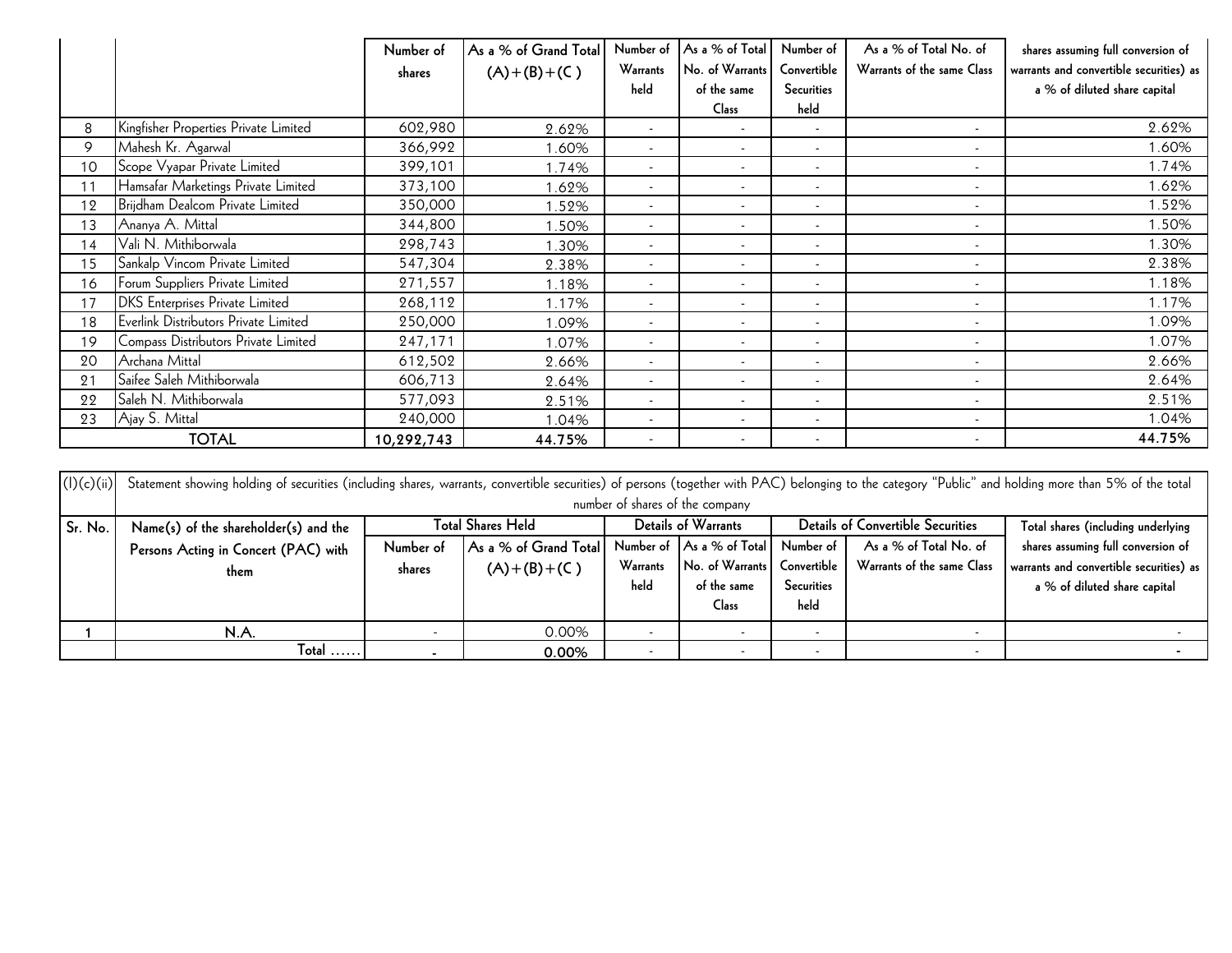| | | Number of shares | As a % of Grand Total (A)+(B)+(C ) | Number of Warrants held | As a % of Total No. of Warrants of the same Class | Number of Convertible Securities held | As a % of Total No. of Warrants of the same Class | shares assuming full conversion of warrants and convertible securities) as a % of diluted share capital |
|---|---|---|---|---|---|---|---|---|
| 8 | Kingfisher Properties Private Limited | 602,980 | 2.62% | - | - | - | - | 2.62% |
| 9 | Mahesh Kr. Agarwal | 366,992 | 1.60% | - | - | - | - | 1.60% |
| 10 | Scope Vyapar Private Limited | 399,101 | 1.74% | - | - | - | - | 1.74% |
| 11 | Hamsafar Marketings Private Limited | 373,100 | 1.62% | - | - | - | - | 1.62% |
| 12 | Brijdham Dealcom Private Limited | 350,000 | 1.52% | - | - | - | - | 1.52% |
| 13 | Ananya A. Mittal | 344,800 | 1.50% | - | - | - | - | 1.50% |
| 14 | Vali N. Mithiborwala | 298,743 | 1.30% | - | - | - | - | 1.30% |
| 15 | Sankalp Vincom Private Limited | 547,304 | 2.38% | - | - | - | - | 2.38% |
| 16 | Forum Suppliers Private Limited | 271,557 | 1.18% | - | - | - | - | 1.18% |
| 17 | DKS Enterprises Private Limited | 268,112 | 1.17% | - | - | - | - | 1.17% |
| 18 | Everlink Distributors Private Limited | 250,000 | 1.09% | - | - | - | - | 1.09% |
| 19 | Compass Distributors Private Limited | 247,171 | 1.07% | - | - | - | - | 1.07% |
| 20 | Archana Mittal | 612,502 | 2.66% | - | - | - | - | 2.66% |
| 21 | Saifee Saleh Mithiborwala | 606,713 | 2.64% | - | - | - | - | 2.64% |
| 22 | Saleh N. Mithiborwala | 577,093 | 2.51% | - | - | - | - | 2.51% |
| 23 | Ajay S. Mittal | 240,000 | 1.04% | - | - | - | - | 1.04% |
| | **TOTAL** | **10,292,743** | **44.75%** | - | - | - | - | **44.75%** |

(I)(c)(ii) Statement showing holding of securities (including shares, warrants, convertible securities) of persons (together with PAC) belonging to the category "Public" and holding more than 5% of the total number of shares of the company

| Sr. No. | Name(s) of the shareholder(s) and the Persons Acting in Concert (PAC) with them | Total Shares Held | | Details of Warrants | | Details of Convertible Securities | | Total shares (including underlying shares assuming full conversion of warrants and convertible securities) as a % of diluted share capital |
|---|---|---|---|---|---|---|---|---|
| | | Number of shares | As a % of Grand Total (A)+(B)+(C ) | Number of Warrants held | As a % of Total No. of Warrants of the same Class | Number of Convertible Securities held | As a % of Total No. of Warrants of the same Class | |
| 1 | N.A. | - | 0.00% | - | - | - | - | - |
| | Total ...... | - | **0.00%** | - | - | - | - | - |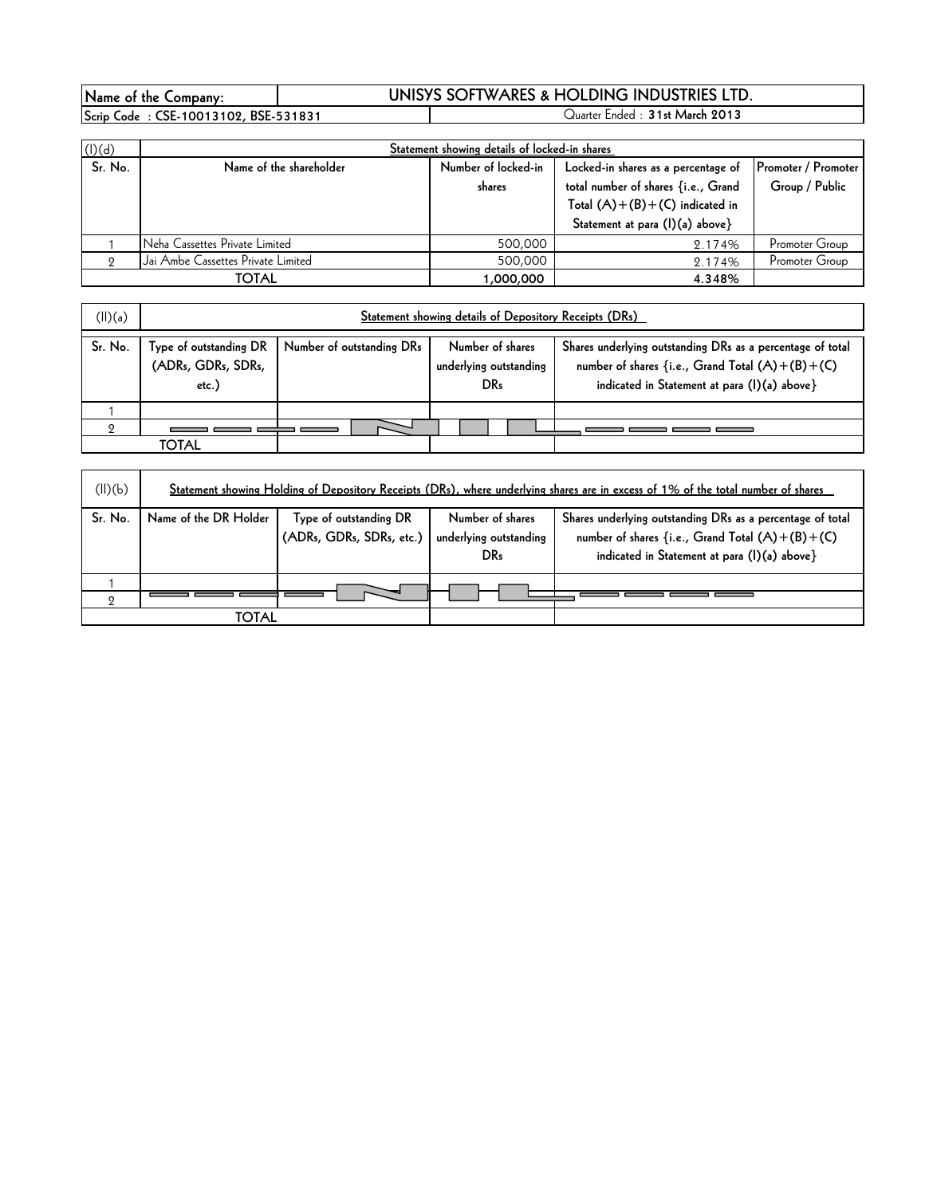| Name of the Company: | UNISYS SOFTWARES & HOLDING INDUSTRIES LTD. |
|---|---|
| Scrip Code : CSE-10013102, BSE-531831 | Quarter Ended : **31st March 2013** |

**(I)(d) Statement showing details of locked-in shares**

| Sr. No. | Name of the shareholder | Number of locked-in shares | Locked-in shares as a percentage of total number of shares {i.e., Grand Total (A)+(B)+(C) indicated in Statement at para (I)(a) above} | Promoter / Promoter Group / Public |
|---|---|---|---|---|
| 1 | Neha Cassettes Private Limited | 500,000 | 2.174% | Promoter Group |
| 2 | Jai Ambe Cassettes Private Limited | 500,000 | 2.174% | Promoter Group |
| | **TOTAL** | **1,000,000** | **4.348%** | |

**(II)(a) Statement showing details of Depository Receipts (DRs)**

| Sr. No. | Type of outstanding DR (ADRs, GDRs, SDRs, etc.) | Number of outstanding DRs | Number of shares underlying outstanding DRs | Shares underlying outstanding DRs as a percentage of total number of shares {i.e., Grand Total (A)+(B)+(C) indicated in Statement at para (I)(a) above} |
|---|---|---|---|---|
| 1 | | | | |
| 2 | | | | |
| TOTAL | | | | |

**(II)(b) Statement showing Holding of Depository Receipts (DRs), where underlying shares are in excess of 1% of the total number of shares**

| Sr. No. | Name of the DR Holder | Type of outstanding DR (ADRs, GDRs, SDRs, etc.) | Number of shares underlying outstanding DRs | Shares underlying outstanding DRs as a percentage of total number of shares {i.e., Grand Total (A)+(B)+(C) indicated in Statement at para (I)(a) above} |
|---|---|---|---|---|
| 1 | | | | |
| 2 | | | | |
| TOTAL | | | | |